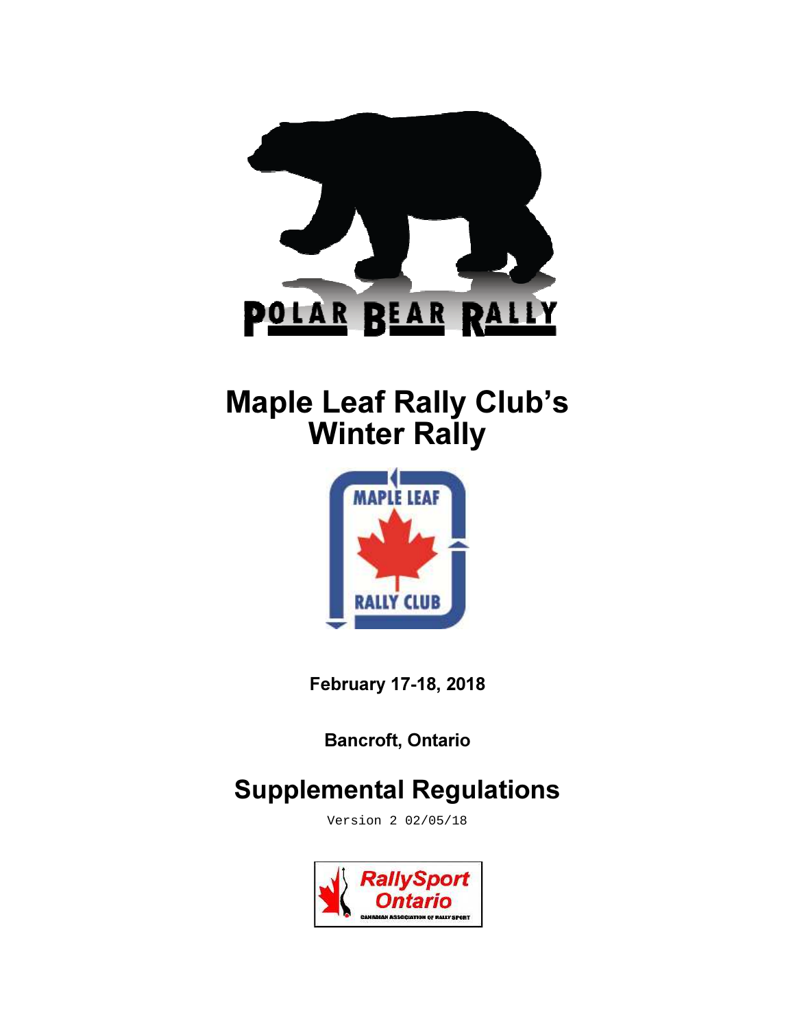POLAR BEAR RALLY

# Maple Leaf Rally Club's Winter Rally

MAPLE LEAF RALLY CLUB

**February 17-18, 2018**

**Bancroft, Ontario**

# Supplemental Regulations

Version 2 02/05/18

RallySport Ontario

CANADIAN ASSOCIATION OF RALLY SPORT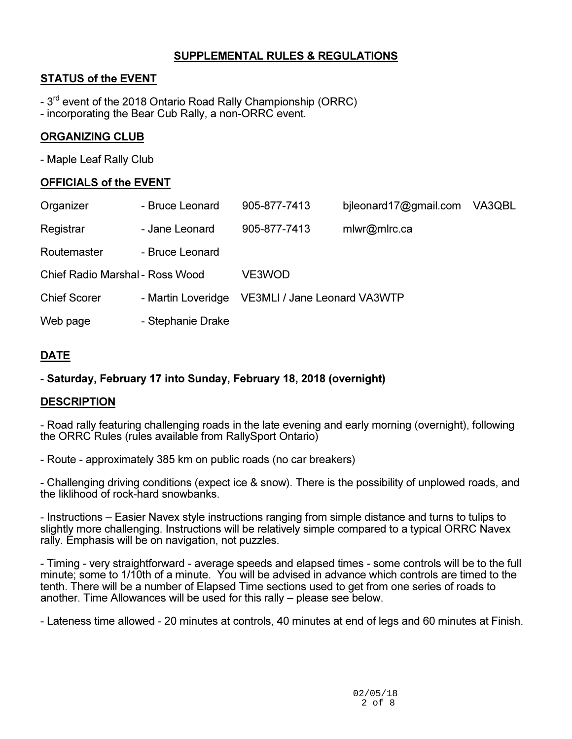# SUPPLEMENTAL RULES & REGULATIONS

## STATUS of the EVENT

- 3rd event of the 2018 Ontario Road Rally Championship (ORRC)
- incorporating the Bear Cub Rally, a non-ORRC event.

## ORGANIZING CLUB

- Maple Leaf Rally Club

## OFFICIALS of the EVENT

| | | | | |
|---|---|---|---|---|
| Organizer | - Bruce Leonard | 905-877-7413 | bjleonard17@gmail.com | VA3QBL |
| Registrar | - Jane Leonard | 905-877-7413 | mlwr@mlrc.ca | |
| Routemaster | - Bruce Leonard | | | |
| Chief Radio Marshal | - Ross Wood | VE3WOD | | |
| Chief Scorer | - Martin Loveridge | VE3MLI / Jane Leonard VA3WTP | | |
| Web page | - Stephanie Drake | | | |

## DATE

- **Saturday, February 17 into Sunday, February 18, 2018 (overnight)**

## DESCRIPTION

- Road rally featuring challenging roads in the late evening and early morning (overnight), following the ORRC Rules (rules available from RallySport Ontario)

- Route - approximately 385 km on public roads (no car breakers)

- Challenging driving conditions (expect ice & snow). There is the possibility of unplowed roads, and the liklihood of rock-hard snowbanks.

- Instructions – Easier Navex style instructions ranging from simple distance and turns to tulips to slightly more challenging. Instructions will be relatively simple compared to a typical ORRC Navex rally. Emphasis will be on navigation, not puzzles.

- Timing - very straightforward - average speeds and elapsed times - some controls will be to the full minute; some to 1/10th of a minute. You will be advised in advance which controls are timed to the tenth. There will be a number of Elapsed Time sections used to get from one series of roads to another. Time Allowances will be used for this rally – please see below.

- Lateness time allowed - 20 minutes at controls, 40 minutes at end of legs and 60 minutes at Finish.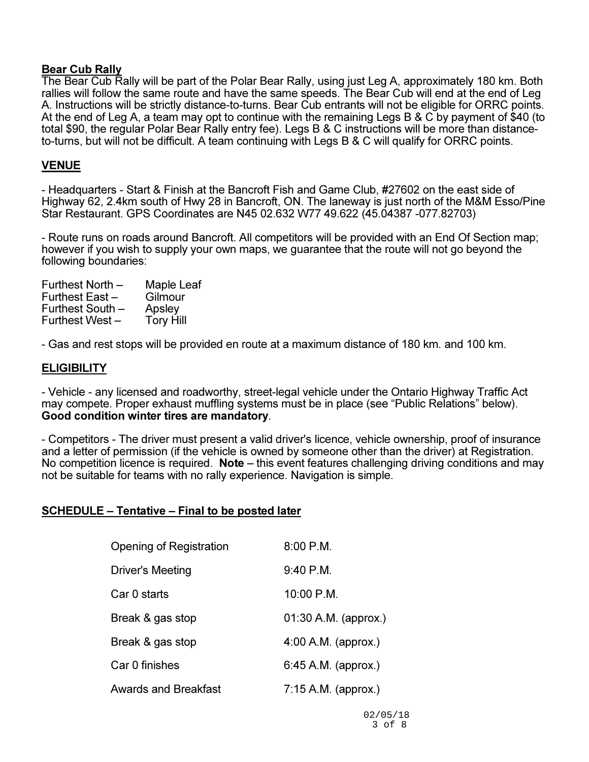## Bear Cub Rally

The Bear Cub Rally will be part of the Polar Bear Rally, using just Leg A, approximately 180 km. Both rallies will follow the same route and have the same speeds. The Bear Cub will end at the end of Leg A. Instructions will be strictly distance-to-turns. Bear Cub entrants will not be eligible for ORRC points. At the end of Leg A, a team may opt to continue with the remaining Legs B & C by payment of $40 (to total $90, the regular Polar Bear Rally entry fee). Legs B & C instructions will be more than distance-to-turns, but will not be difficult. A team continuing with Legs B & C will qualify for ORRC points.

## VENUE

- Headquarters - Start & Finish at the Bancroft Fish and Game Club, #27602 on the east side of Highway 62, 2.4km south of Hwy 28 in Bancroft, ON. The laneway is just north of the M&M Esso/Pine Star Restaurant. GPS Coordinates are N45 02.632 W77 49.622 (45.04387 -077.82703)

- Route runs on roads around Bancroft. All competitors will be provided with an End Of Section map; however if you wish to supply your own maps, we guarantee that the route will not go beyond the following boundaries:

| | |
|---|---|
| Furthest North – | Maple Leaf |
| Furthest East – | Gilmour |
| Furthest South – | Apsley |
| Furthest West – | Tory Hill |

- Gas and rest stops will be provided en route at a maximum distance of 180 km. and 100 km.

## ELIGIBILITY

- Vehicle - any licensed and roadworthy, street-legal vehicle under the Ontario Highway Traffic Act may compete. Proper exhaust muffling systems must be in place (see "Public Relations" below). **Good condition winter tires are mandatory**.

- Competitors - The driver must present a valid driver's licence, vehicle ownership, proof of insurance and a letter of permission (if the vehicle is owned by someone other than the driver) at Registration. No competition licence is required. **Note** – this event features challenging driving conditions and may not be suitable for teams with no rally experience. Navigation is simple.

## SCHEDULE – Tentative – Final to be posted later

| | |
|---|---|
| Opening of Registration | 8:00 P.M. |
| Driver's Meeting | 9:40 P.M. |
| Car 0 starts | 10:00 P.M. |
| Break & gas stop | 01:30 A.M. (approx.) |
| Break & gas stop | 4:00 A.M. (approx.) |
| Car 0 finishes | 6:45 A.M. (approx.) |
| Awards and Breakfast | 7:15 A.M. (approx.) |

02/05/18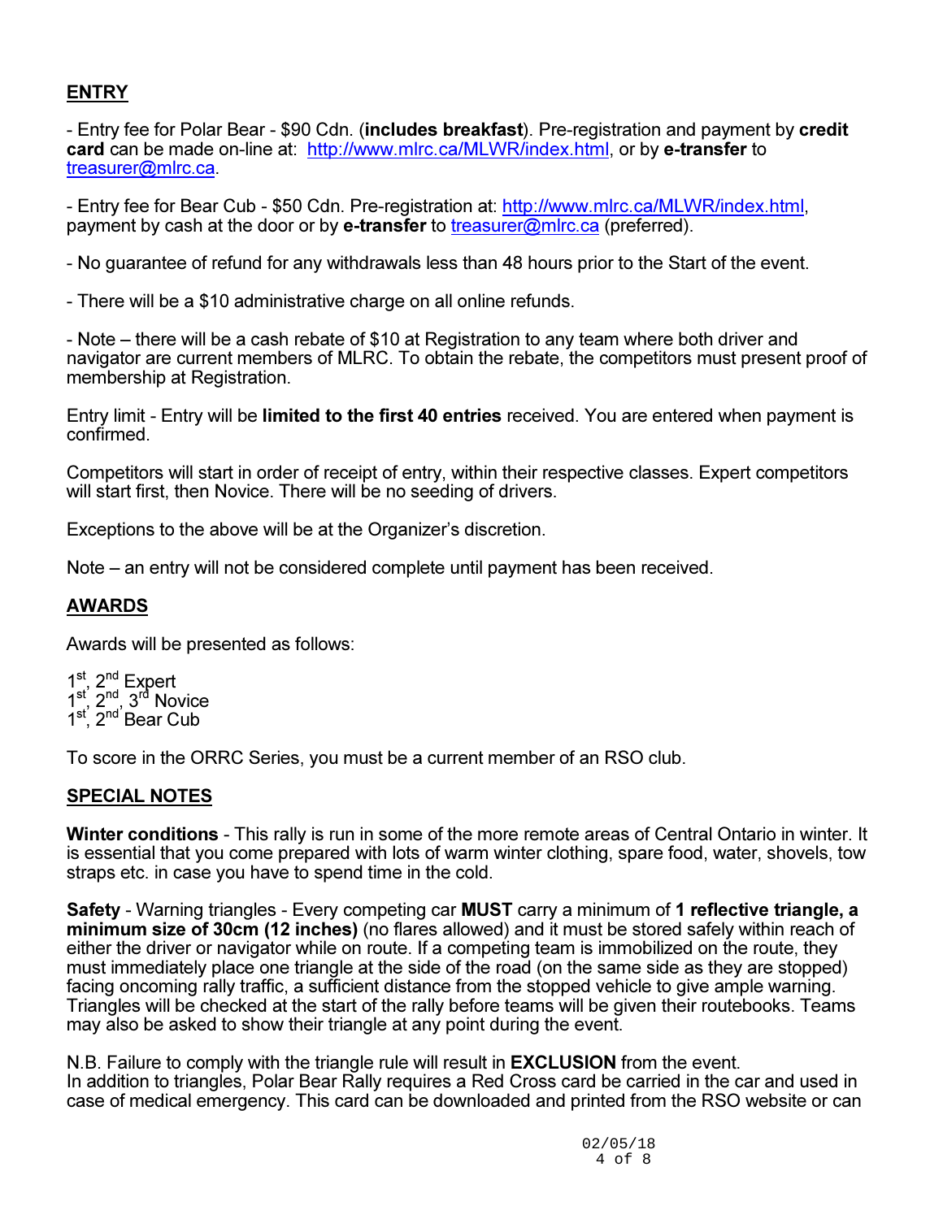## ENTRY

- Entry fee for Polar Bear - $90 Cdn. (**includes breakfast**). Pre-registration and payment by **credit card** can be made on-line at: [http://www.mlrc.ca/MLWR/index.html](http://www.mlrc.ca/MLWR/index.html), or by **e-transfer** to [treasurer@mlrc.ca](mailto:treasurer@mlrc.ca).

- Entry fee for Bear Cub - $50 Cdn. Pre-registration at: [http://www.mlrc.ca/MLWR/index.html](http://www.mlrc.ca/MLWR/index.html), payment by cash at the door or by **e-transfer** to [treasurer@mlrc.ca](mailto:treasurer@mlrc.ca) (preferred).

- No guarantee of refund for any withdrawals less than 48 hours prior to the Start of the event.

- There will be a $10 administrative charge on all online refunds.

- Note – there will be a cash rebate of $10 at Registration to any team where both driver and navigator are current members of MLRC. To obtain the rebate, the competitors must present proof of membership at Registration.

Entry limit - Entry will be **limited to the first 40 entries** received. You are entered when payment is confirmed.

Competitors will start in order of receipt of entry, within their respective classes. Expert competitors will start first, then Novice. There will be no seeding of drivers.

Exceptions to the above will be at the Organizer's discretion.

Note – an entry will not be considered complete until payment has been received.

## AWARDS

Awards will be presented as follows:

1st, 2nd Expert
1st, 2nd, 3rd Novice
1st, 2nd Bear Cub

To score in the ORRC Series, you must be a current member of an RSO club.

## SPECIAL NOTES

**Winter conditions** - This rally is run in some of the more remote areas of Central Ontario in winter. It is essential that you come prepared with lots of warm winter clothing, spare food, water, shovels, tow straps etc. in case you have to spend time in the cold.

**Safety** - Warning triangles - Every competing car **MUST** carry a minimum of **1 reflective triangle, a minimum size of 30cm (12 inches)** (no flares allowed) and it must be stored safely within reach of either the driver or navigator while on route. If a competing team is immobilized on the route, they must immediately place one triangle at the side of the road (on the same side as they are stopped) facing oncoming rally traffic, a sufficient distance from the stopped vehicle to give ample warning. Triangles will be checked at the start of the rally before teams will be given their routebooks. Teams may also be asked to show their triangle at any point during the event.

N.B. Failure to comply with the triangle rule will result in **EXCLUSION** from the event.
In addition to triangles, Polar Bear Rally requires a Red Cross card be carried in the car and used in case of medical emergency. This card can be downloaded and printed from the RSO website or can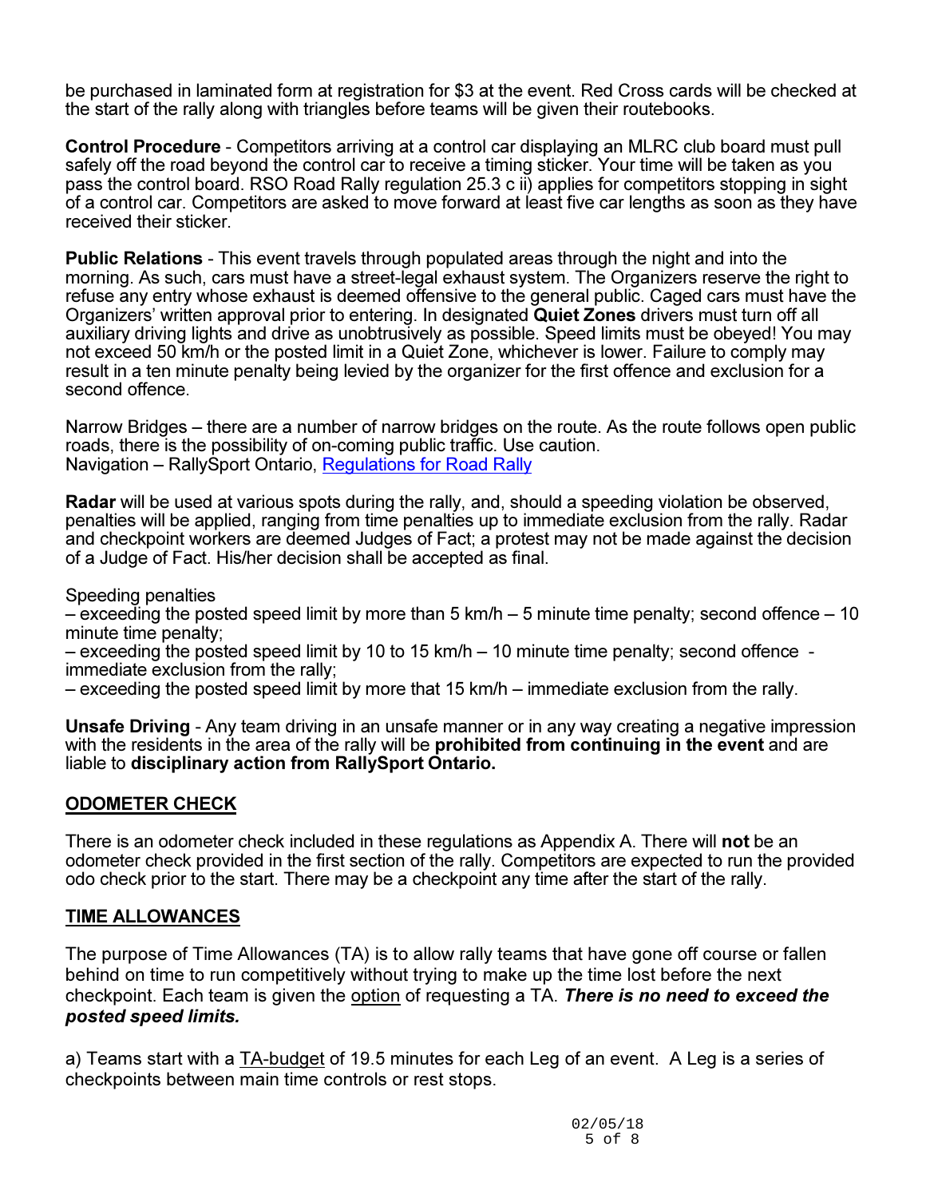be purchased in laminated form at registration for $3 at the event. Red Cross cards will be checked at the start of the rally along with triangles before teams will be given their routebooks.

**Control Procedure** - Competitors arriving at a control car displaying an MLRC club board must pull safely off the road beyond the control car to receive a timing sticker. Your time will be taken as you pass the control board. RSO Road Rally regulation 25.3 c ii) applies for competitors stopping in sight of a control car. Competitors are asked to move forward at least five car lengths as soon as they have received their sticker.

**Public Relations** - This event travels through populated areas through the night and into the morning. As such, cars must have a street-legal exhaust system. The Organizers reserve the right to refuse any entry whose exhaust is deemed offensive to the general public. Caged cars must have the Organizers' written approval prior to entering. In designated **Quiet Zones** drivers must turn off all auxiliary driving lights and drive as unobtrusively as possible. Speed limits must be obeyed! You may not exceed 50 km/h or the posted limit in a Quiet Zone, whichever is lower. Failure to comply may result in a ten minute penalty being levied by the organizer for the first offence and exclusion for a second offence.

Narrow Bridges – there are a number of narrow bridges on the route. As the route follows open public roads, there is the possibility of on-coming public traffic. Use caution.
Navigation – RallySport Ontario, Regulations for Road Rally

**Radar** will be used at various spots during the rally, and, should a speeding violation be observed, penalties will be applied, ranging from time penalties up to immediate exclusion from the rally. Radar and checkpoint workers are deemed Judges of Fact; a protest may not be made against the decision of a Judge of Fact. His/her decision shall be accepted as final.

Speeding penalties
– exceeding the posted speed limit by more than 5 km/h – 5 minute time penalty; second offence – 10 minute time penalty;
– exceeding the posted speed limit by 10 to 15 km/h – 10 minute time penalty; second offence - immediate exclusion from the rally;
– exceeding the posted speed limit by more that 15 km/h – immediate exclusion from the rally.

**Unsafe Driving** - Any team driving in an unsafe manner or in any way creating a negative impression with the residents in the area of the rally will be **prohibited from continuing in the event** and are liable to **disciplinary action from RallySport Ontario.**

## ODOMETER CHECK

There is an odometer check included in these regulations as Appendix A. There will **not** be an odometer check provided in the first section of the rally. Competitors are expected to run the provided odo check prior to the start. There may be a checkpoint any time after the start of the rally.

## TIME ALLOWANCES

The purpose of Time Allowances (TA) is to allow rally teams that have gone off course or fallen behind on time to run competitively without trying to make up the time lost before the next checkpoint. Each team is given the option of requesting a TA. ***There is no need to exceed the posted speed limits.***

a) Teams start with a TA-budget of 19.5 minutes for each Leg of an event. A Leg is a series of checkpoints between main time controls or rest stops.

02/05/18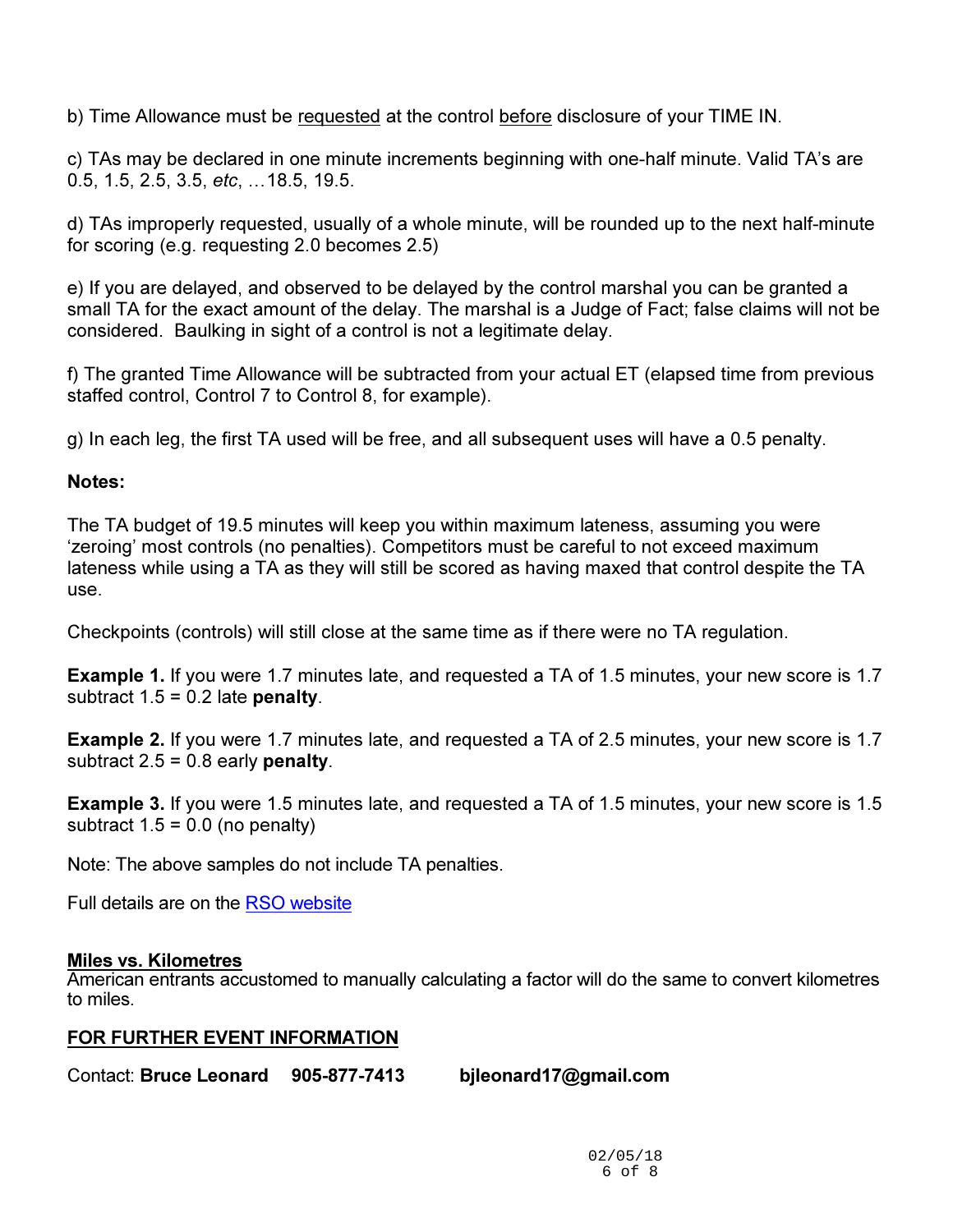b) Time Allowance must be <u>requested</u> at the control <u>before</u> disclosure of your TIME IN.

c) TAs may be declared in one minute increments beginning with one-half minute. Valid TA's are 0.5, 1.5, 2.5, 3.5, *etc*, …18.5, 19.5.

d) TAs improperly requested, usually of a whole minute, will be rounded up to the next half-minute for scoring (e.g. requesting 2.0 becomes 2.5)

e) If you are delayed, and observed to be delayed by the control marshal you can be granted a small TA for the exact amount of the delay. The marshal is a Judge of Fact; false claims will not be considered. Baulking in sight of a control is not a legitimate delay.

f) The granted Time Allowance will be subtracted from your actual ET (elapsed time from previous staffed control, Control 7 to Control 8, for example).

g) In each leg, the first TA used will be free, and all subsequent uses will have a 0.5 penalty.

**Notes:**

The TA budget of 19.5 minutes will keep you within maximum lateness, assuming you were 'zeroing' most controls (no penalties). Competitors must be careful to not exceed maximum lateness while using a TA as they will still be scored as having maxed that control despite the TA use.

Checkpoints (controls) will still close at the same time as if there were no TA regulation.

**Example 1.** If you were 1.7 minutes late, and requested a TA of 1.5 minutes, your new score is 1.7 subtract 1.5 = 0.2 late **penalty**.

**Example 2.** If you were 1.7 minutes late, and requested a TA of 2.5 minutes, your new score is 1.7 subtract 2.5 = 0.8 early **penalty**.

**Example 3.** If you were 1.5 minutes late, and requested a TA of 1.5 minutes, your new score is 1.5 subtract 1.5 = 0.0 (no penalty)

Note: The above samples do not include TA penalties.

Full details are on the [RSO website]()

**<u>Miles vs. Kilometres</u>**
American entrants accustomed to manually calculating a factor will do the same to convert kilometres to miles.

**<u>FOR FURTHER EVENT INFORMATION</u>**

Contact: **Bruce Leonard 905-877-7413 bjleonard17@gmail.com**

02/05/18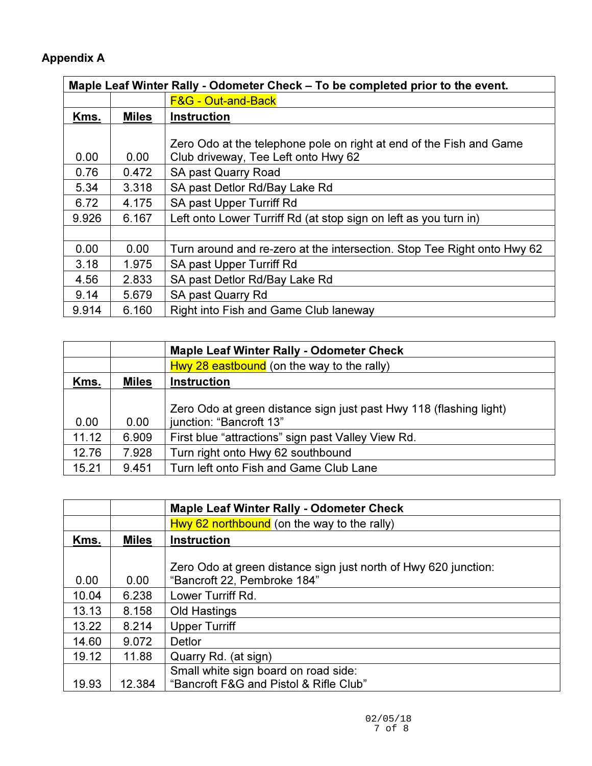## Appendix A

| Maple Leaf Winter Rally - Odometer Check – To be completed prior to the event. | | |
|---|---|---|
| | | F&G - Out-and-Back |
| **Kms.** | **Miles** | **Instruction** |
| 0.00 | 0.00 | Zero Odo at the telephone pole on right at end of the Fish and Game Club driveway, Tee Left onto Hwy 62 |
| 0.76 | 0.472 | SA past Quarry Road |
| 5.34 | 3.318 | SA past Detlor Rd/Bay Lake Rd |
| 6.72 | 4.175 | SA past Upper Turriff Rd |
| 9.926 | 6.167 | Left onto Lower Turriff Rd (at stop sign on left as you turn in) |
| | | |
| 0.00 | 0.00 | Turn around and re-zero at the intersection. Stop Tee Right onto Hwy 62 |
| 3.18 | 1.975 | SA past Upper Turriff Rd |
| 4.56 | 2.833 | SA past Detlor Rd/Bay Lake Rd |
| 9.14 | 5.679 | SA past Quarry Rd |
| 9.914 | 6.160 | Right into Fish and Game Club laneway |

| | | **Maple Leaf Winter Rally - Odometer Check** |
|---|---|---|
| | | Hwy 28 eastbound (on the way to the rally) |
| **Kms.** | **Miles** | **Instruction** |
| 0.00 | 0.00 | Zero Odo at green distance sign just past Hwy 118 (flashing light) junction: "Bancroft 13" |
| 11.12 | 6.909 | First blue "attractions" sign past Valley View Rd. |
| 12.76 | 7.928 | Turn right onto Hwy 62 southbound |
| 15.21 | 9.451 | Turn left onto Fish and Game Club Lane |

| | | **Maple Leaf Winter Rally - Odometer Check** |
|---|---|---|
| | | Hwy 62 northbound (on the way to the rally) |
| **Kms.** | **Miles** | **Instruction** |
| 0.00 | 0.00 | Zero Odo at green distance sign just north of Hwy 620 junction: "Bancroft 22, Pembroke 184" |
| 10.04 | 6.238 | Lower Turriff Rd. |
| 13.13 | 8.158 | Old Hastings |
| 13.22 | 8.214 | Upper Turriff |
| 14.60 | 9.072 | Detlor |
| 19.12 | 11.88 | Quarry Rd. (at sign) |
| 19.93 | 12.384 | Small white sign board on road side: "Bancroft F&G and Pistol & Rifle Club" |

02/05/18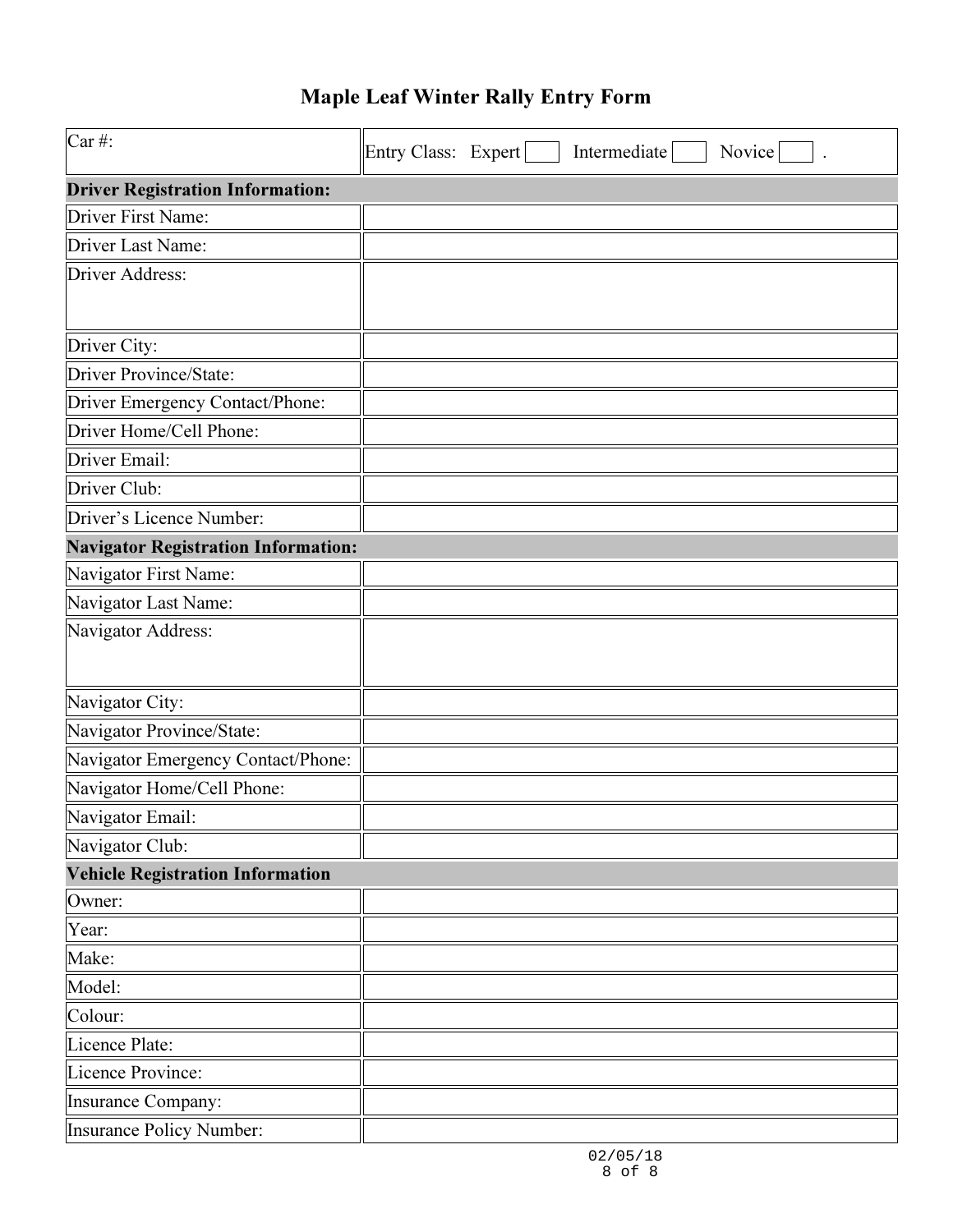# Maple Leaf Winter Rally Entry Form

| | |
|---|---|
| Car #: | Entry Class: Expert [ ] Intermediate [ ] Novice [ ] . |
| **Driver Registration Information:** | |
| Driver First Name: | |
| Driver Last Name: | |
| Driver Address: | |
| Driver City: | |
| Driver Province/State: | |
| Driver Emergency Contact/Phone: | |
| Driver Home/Cell Phone: | |
| Driver Email: | |
| Driver Club: | |
| Driver's Licence Number: | |
| **Navigator Registration Information:** | |
| Navigator First Name: | |
| Navigator Last Name: | |
| Navigator Address: | |
| Navigator City: | |
| Navigator Province/State: | |
| Navigator Emergency Contact/Phone: | |
| Navigator Home/Cell Phone: | |
| Navigator Email: | |
| Navigator Club: | |
| **Vehicle Registration Information** | |
| Owner: | |
| Year: | |
| Make: | |
| Model: | |
| Colour: | |
| Licence Plate: | |
| Licence Province: | |
| Insurance Company: | |
| Insurance Policy Number: | |

02/05/18